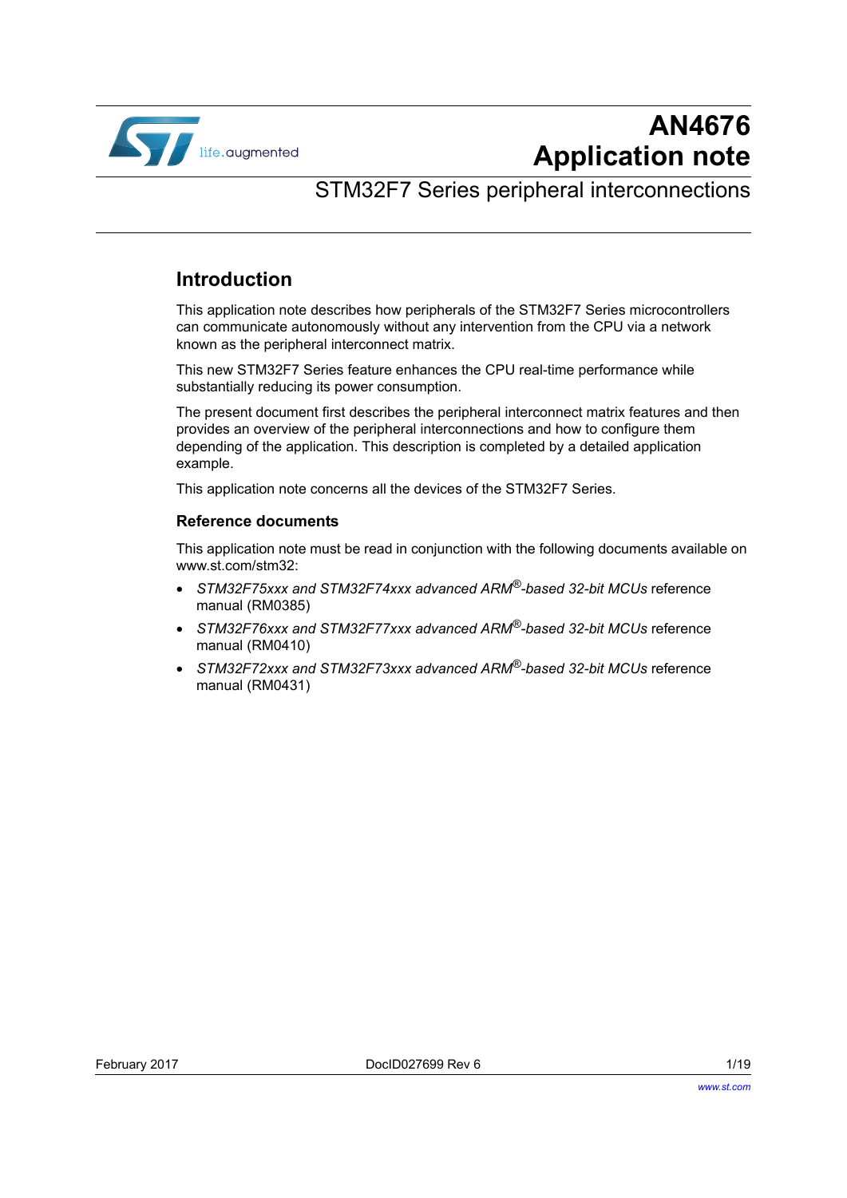# AN4676
# Application note

## STM32F7 Series peripheral interconnections

## Introduction

This application note describes how peripherals of the STM32F7 Series microcontrollers can communicate autonomously without any intervention from the CPU via a network known as the peripheral interconnect matrix.

This new STM32F7 Series feature enhances the CPU real-time performance while substantially reducing its power consumption.

The present document first describes the peripheral interconnect matrix features and then provides an overview of the peripheral interconnections and how to configure them depending of the application. This description is completed by a detailed application example.

This application note concerns all the devices of the STM32F7 Series.

### Reference documents

This application note must be read in conjunction with the following documents available on www.st.com/stm32:

- *STM32F75xxx and STM32F74xxx advanced ARM®-based 32-bit MCUs* reference manual (RM0385)
- *STM32F76xxx and STM32F77xxx advanced ARM®-based 32-bit MCUs* reference manual (RM0410)
- *STM32F72xxx and STM32F73xxx advanced ARM®-based 32-bit MCUs* reference manual (RM0431)

February 2017 DocID027699 Rev 6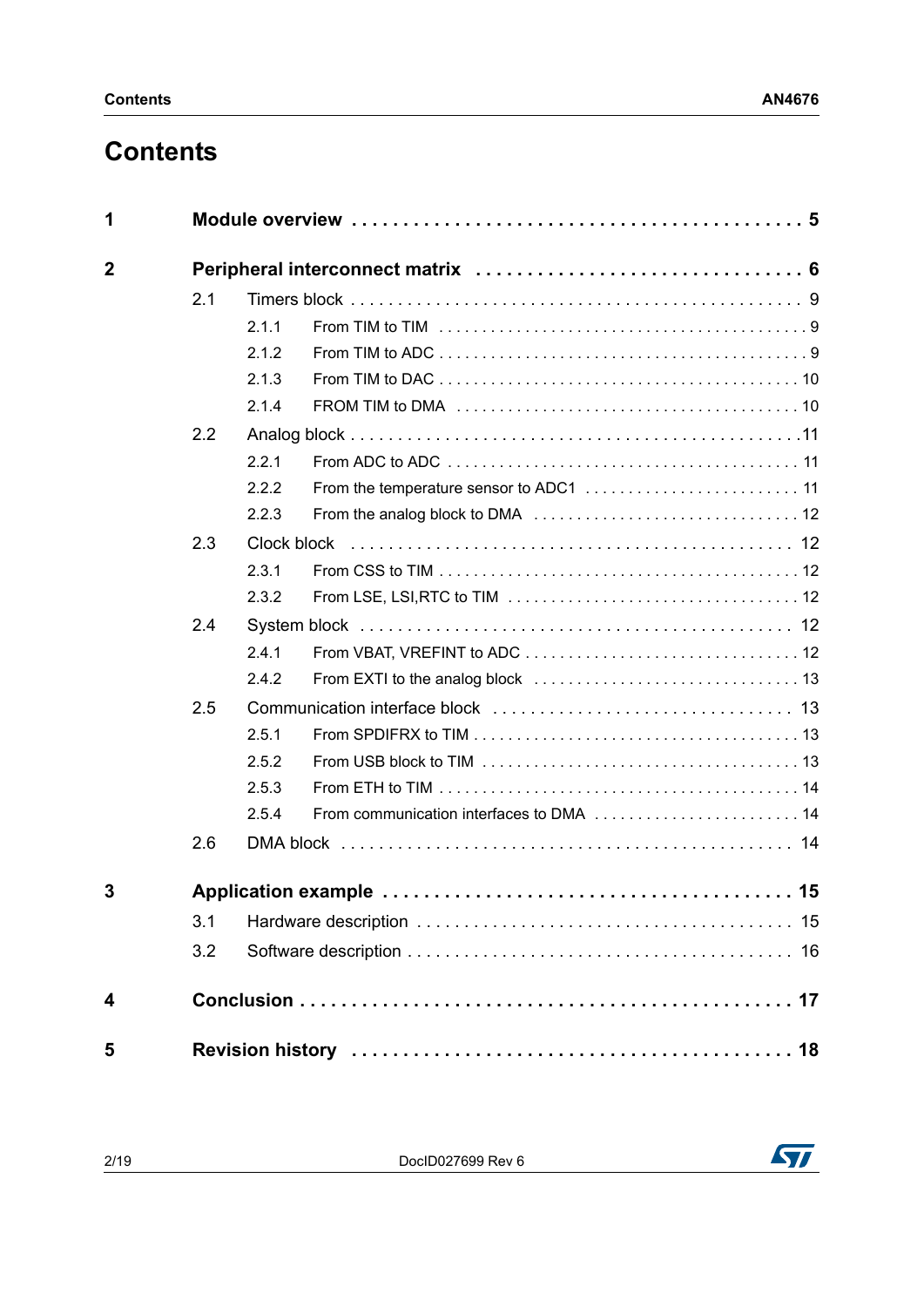# Contents

**1 Module overview . . . . . . . . . . . . . . . . . . . . . . . . . . . . . . . . . . . . . . . . . . 5**

**2 Peripheral interconnect matrix . . . . . . . . . . . . . . . . . . . . . . . . . . . . . . . 6**

- 2.1 Timers block . . . . . . . . . . . . . . . . . . . . . . . . . . . . . . . . . . . . . . . . . . . . . . 9
  - 2.1.1 From TIM to TIM . . . . . . . . . . . . . . . . . . . . . . . . . . . . . . . . . . . . . . . . . 9
  - 2.1.2 From TIM to ADC . . . . . . . . . . . . . . . . . . . . . . . . . . . . . . . . . . . . . . . . . 9
  - 2.1.3 From TIM to DAC . . . . . . . . . . . . . . . . . . . . . . . . . . . . . . . . . . . . . . . . 10
  - 2.1.4 FROM TIM to DMA . . . . . . . . . . . . . . . . . . . . . . . . . . . . . . . . . . . . . . 10
- 2.2 Analog block . . . . . . . . . . . . . . . . . . . . . . . . . . . . . . . . . . . . . . . . . . . . . 11
  - 2.2.1 From ADC to ADC . . . . . . . . . . . . . . . . . . . . . . . . . . . . . . . . . . . . . . . 11
  - 2.2.2 From the temperature sensor to ADC1 . . . . . . . . . . . . . . . . . . . . . . . . 11
  - 2.2.3 From the analog block to DMA . . . . . . . . . . . . . . . . . . . . . . . . . . . . . . 12
- 2.3 Clock block . . . . . . . . . . . . . . . . . . . . . . . . . . . . . . . . . . . . . . . . . . . . . 12
  - 2.3.1 From CSS to TIM . . . . . . . . . . . . . . . . . . . . . . . . . . . . . . . . . . . . . . . . 12
  - 2.3.2 From LSE, LSI,RTC to TIM . . . . . . . . . . . . . . . . . . . . . . . . . . . . . . . . 12
- 2.4 System block . . . . . . . . . . . . . . . . . . . . . . . . . . . . . . . . . . . . . . . . . . . . 12
  - 2.4.1 From VBAT, VREFINT to ADC . . . . . . . . . . . . . . . . . . . . . . . . . . . . . . 12
  - 2.4.2 From EXTI to the analog block . . . . . . . . . . . . . . . . . . . . . . . . . . . . . . 13
- 2.5 Communication interface block . . . . . . . . . . . . . . . . . . . . . . . . . . . . . . . 13
  - 2.5.1 From SPDIFRX to TIM . . . . . . . . . . . . . . . . . . . . . . . . . . . . . . . . . . . . 13
  - 2.5.2 From USB block to TIM . . . . . . . . . . . . . . . . . . . . . . . . . . . . . . . . . . . 13
  - 2.5.3 From ETH to TIM . . . . . . . . . . . . . . . . . . . . . . . . . . . . . . . . . . . . . . . . 14
  - 2.5.4 From communication interfaces to DMA . . . . . . . . . . . . . . . . . . . . . . 14
- 2.6 DMA block . . . . . . . . . . . . . . . . . . . . . . . . . . . . . . . . . . . . . . . . . . . . . . 14

**3 Application example . . . . . . . . . . . . . . . . . . . . . . . . . . . . . . . . . . . . . 15**

- 3.1 Hardware description . . . . . . . . . . . . . . . . . . . . . . . . . . . . . . . . . . . . . . 15
- 3.2 Software description . . . . . . . . . . . . . . . . . . . . . . . . . . . . . . . . . . . . . . . 16

**4 Conclusion . . . . . . . . . . . . . . . . . . . . . . . . . . . . . . . . . . . . . . . . . . . . . . 17**

**5 Revision history . . . . . . . . . . . . . . . . . . . . . . . . . . . . . . . . . . . . . . . . . 18**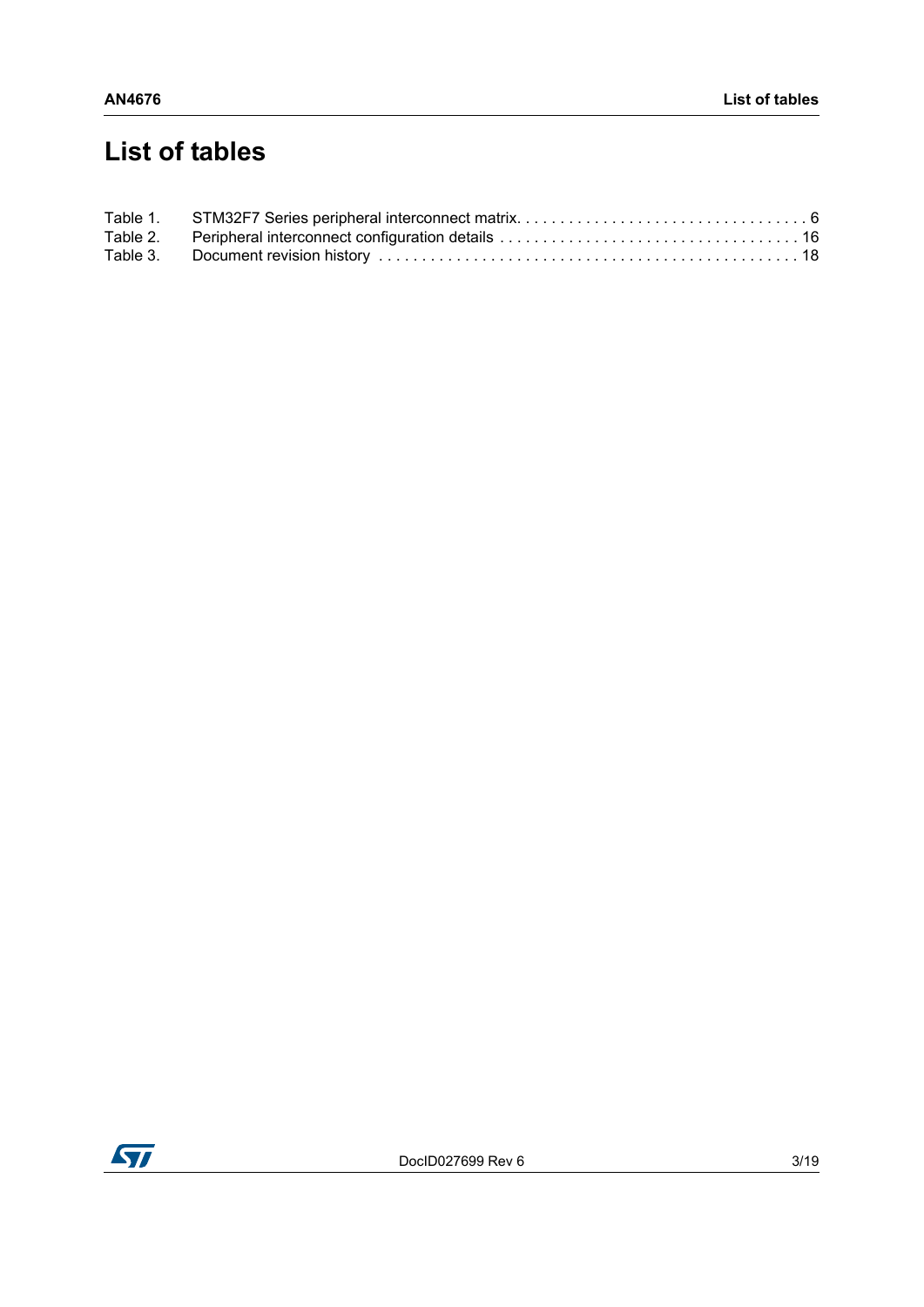# List of tables

Table 1. STM32F7 Series peripheral interconnect matrix. . . . . . . . . . . . . . . . . . . . . . . . . . . . . . . . . . . 6
Table 2. Peripheral interconnect configuration details . . . . . . . . . . . . . . . . . . . . . . . . . . . . . . . . . . . 16
Table 3. Document revision history . . . . . . . . . . . . . . . . . . . . . . . . . . . . . . . . . . . . . . . . . . . . . . . . 18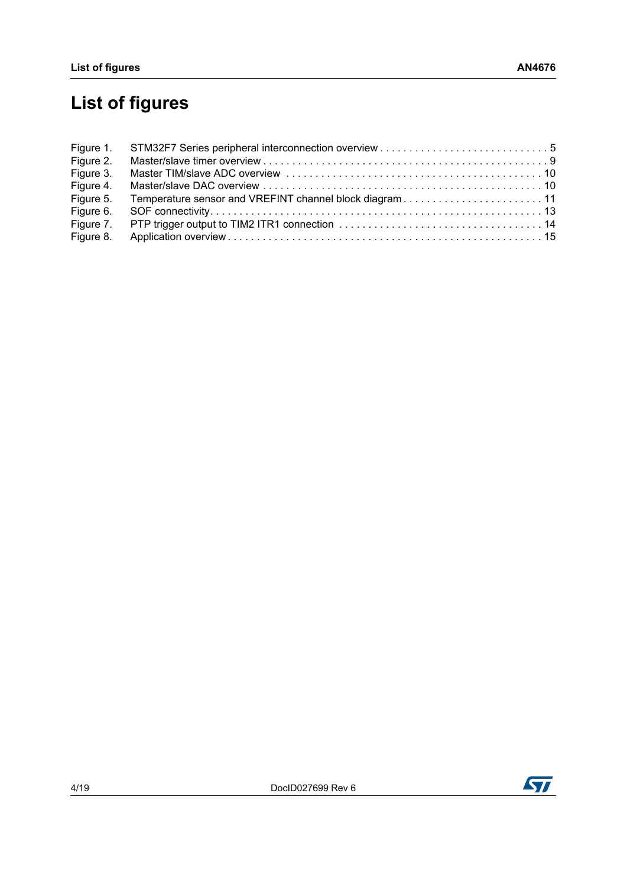# List of figures

Figure 1. STM32F7 Series peripheral interconnection overview . . . . . . . . . . . . . . . . . . . . . . . . . . . . . 5
Figure 2. Master/slave timer overview . . . . . . . . . . . . . . . . . . . . . . . . . . . . . . . . . . . . . . . . . . . . . . . . . 9
Figure 3. Master TIM/slave ADC overview . . . . . . . . . . . . . . . . . . . . . . . . . . . . . . . . . . . . . . . . . . . 10
Figure 4. Master/slave DAC overview . . . . . . . . . . . . . . . . . . . . . . . . . . . . . . . . . . . . . . . . . . . . . . . . 10
Figure 5. Temperature sensor and VREFINT channel block diagram . . . . . . . . . . . . . . . . . . . . . . . . 11
Figure 6. SOF connectivity. . . . . . . . . . . . . . . . . . . . . . . . . . . . . . . . . . . . . . . . . . . . . . . . . . . . . . . . . 13
Figure 7. PTP trigger output to TIM2 ITR1 connection . . . . . . . . . . . . . . . . . . . . . . . . . . . . . . . . . . . 14
Figure 8. Application overview . . . . . . . . . . . . . . . . . . . . . . . . . . . . . . . . . . . . . . . . . . . . . . . . . . . . . 15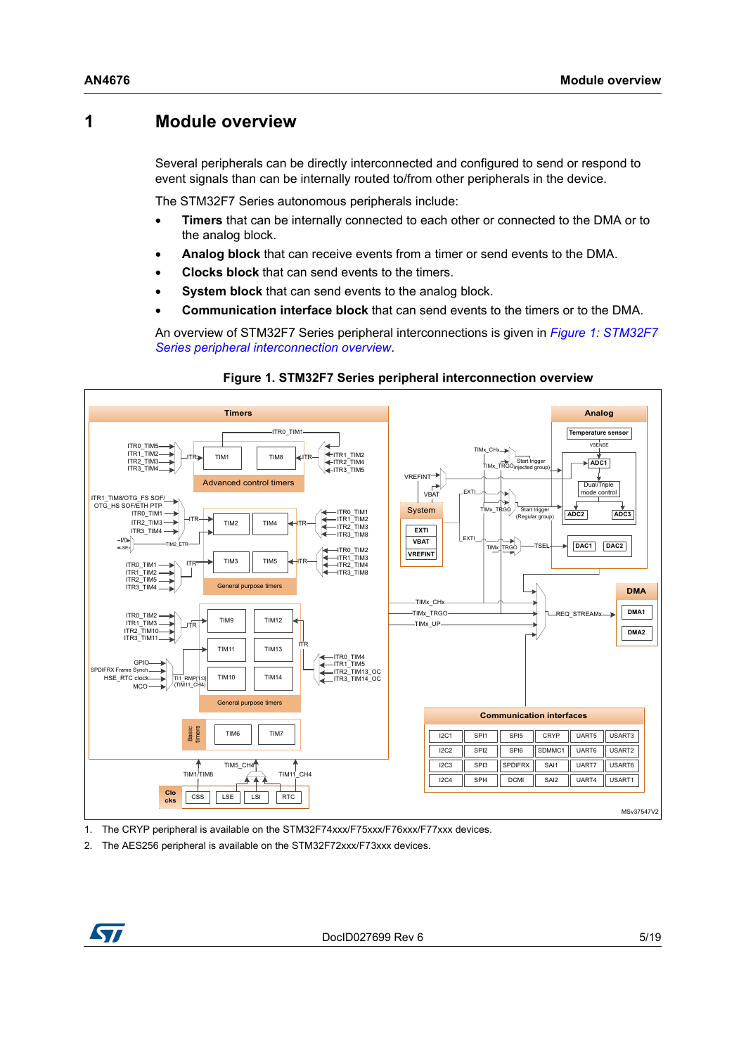# 1 Module overview

Several peripherals can be directly interconnected and configured to send or respond to event signals than can be internally routed to/from other peripherals in the device.

The STM32F7 Series autonomous peripherals include:

- **Timers** that can be internally connected to each other or connected to the DMA or to the analog block.
- **Analog block** that can receive events from a timer or send events to the DMA.
- **Clocks block** that can send events to the timers.
- **System block** that can send events to the analog block.
- **Communication interface block** that can send events to the timers or to the DMA.

An overview of STM32F7 Series peripheral interconnections is given in *Figure 1: STM32F7 Series peripheral interconnection overview*.

**Figure 1. STM32F7 Series peripheral interconnection overview**

1. The CRYP peripheral is available on the STM32F74xxx/F75xxx/F76xxx/F77xxx devices.
2. The AES256 peripheral is available on the STM32F72xxx/F73xxx devices.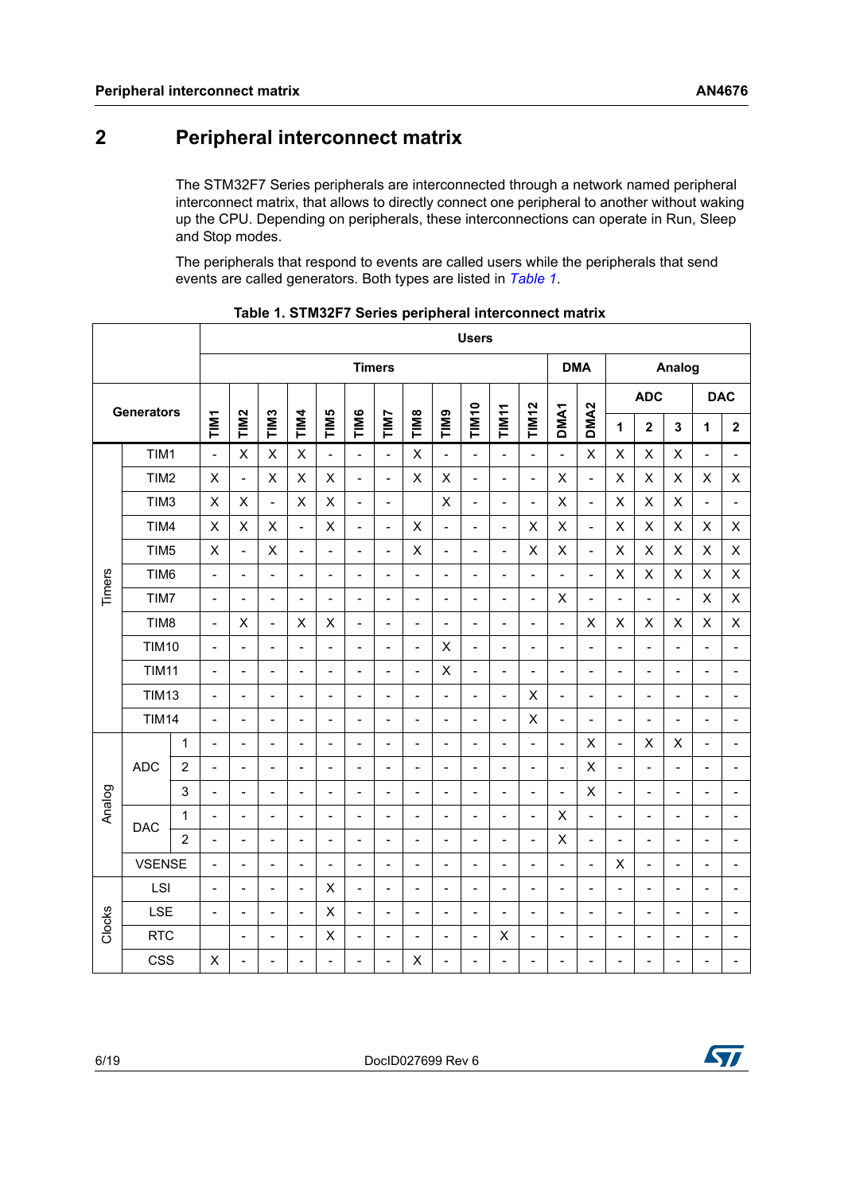# 2 Peripheral interconnect matrix

The STM32F7 Series peripherals are interconnected through a network named peripheral interconnect matrix, that allows to directly connect one peripheral to another without waking up the CPU. Depending on peripherals, these interconnections can operate in Run, Sleep and Stop modes.

The peripherals that respond to events are called users while the peripherals that send events are called generators. Both types are listed in *Table 1*.

**Table 1. STM32F7 Series peripheral interconnect matrix**

| Generators | | | Users: Timers TIM1 | TIM2 | TIM3 | TIM4 | TIM5 | TIM6 | TIM7 | TIM8 | TIM9 | TIM10 | TIM11 | TIM12 | DMA DMA1 | DMA2 | Analog ADC 1 | ADC 2 | ADC 3 | DAC 1 | DAC 2 |
|---|---|---|---|---|---|---|---|---|---|---|---|---|---|---|---|---|---|---|---|---|---|
| Timers | TIM1 | | - | X | X | X | - | - | - | X | - | - | - | - | - | X | X | X | X | - | - |
| | TIM2 | | X | - | X | X | X | - | - | X | X | - | - | - | X | - | X | X | X | X | X |
| | TIM3 | | X | X | - | X | X | - | - | | X | - | - | - | X | - | X | X | X | - | - |
| | TIM4 | | X | X | X | - | X | - | - | X | - | - | - | X | X | - | X | X | X | X | X |
| | TIM5 | | X | - | X | - | - | - | - | X | - | - | - | X | X | - | X | X | X | X | X |
| | TIM6 | | - | - | - | - | - | - | - | - | - | - | - | - | - | - | X | X | X | X | X |
| | TIM7 | | - | - | - | - | - | - | - | - | - | - | - | - | X | - | - | - | - | X | X |
| | TIM8 | | - | X | - | X | X | - | - | - | - | - | - | - | - | X | X | X | X | X | X |
| | TIM10 | | - | - | - | - | - | - | - | - | X | - | - | - | - | - | - | - | - | - | - |
| | TIM11 | | - | - | - | - | - | - | - | - | X | - | - | - | - | - | - | - | - | - | - |
| | TIM13 | | - | - | - | - | - | - | - | - | - | - | - | X | - | - | - | - | - | - | - |
| | TIM14 | | - | - | - | - | - | - | - | - | - | - | - | X | - | - | - | - | - | - | - |
| Analog | ADC | 1 | - | - | - | - | - | - | - | - | - | - | - | - | - | X | - | X | X | - | - |
| | | 2 | - | - | - | - | - | - | - | - | - | - | - | - | - | X | - | - | - | - | - |
| | | 3 | - | - | - | - | - | - | - | - | - | - | - | - | - | X | - | - | - | - | - |
| | DAC | 1 | - | - | - | - | - | - | - | - | - | - | - | - | X | - | - | - | - | - | - |
| | | 2 | - | - | - | - | - | - | - | - | - | - | - | - | X | - | - | - | - | - | - |
| | VSENSE | | - | - | - | - | - | - | - | - | - | - | - | - | - | - | X | - | - | - | - |
| Clocks | LSI | | - | - | - | - | X | - | - | - | - | - | - | - | - | - | - | - | - | - | - |
| | LSE | | - | - | - | - | X | - | - | - | - | - | - | - | - | - | - | - | - | - | - |
| | RTC | | | - | - | - | X | - | - | - | - | - | X | - | - | - | - | - | - | - | - |
| | CSS | | X | - | - | - | - | - | - | X | - | - | - | - | - | - | - | - | - | - | - |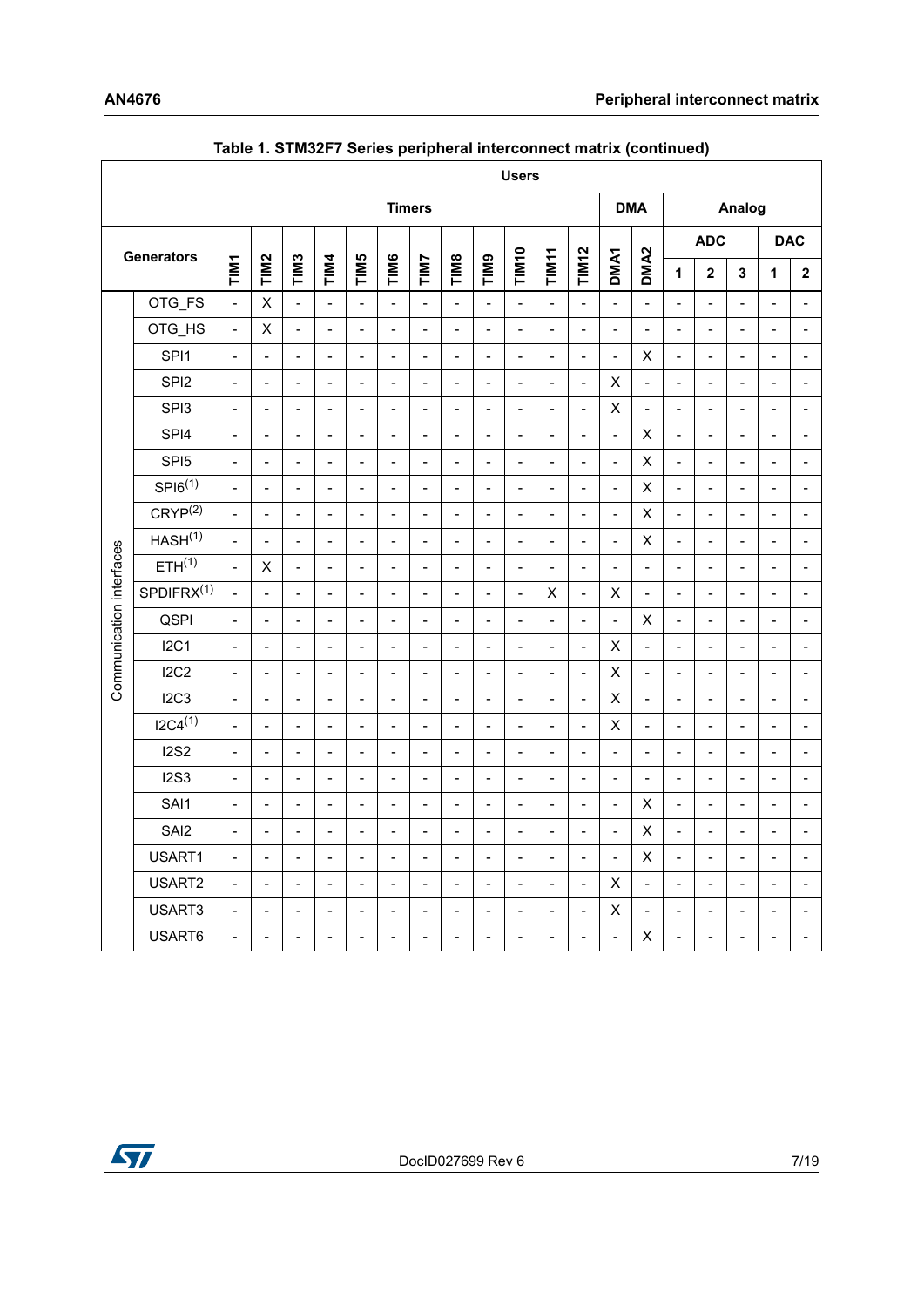**Table 1. STM32F7 Series peripheral interconnect matrix (continued)**

| Generators | | Users | | | | | | | | | | | | | | | | | | |
|---|---|---|---|---|---|---|---|---|---|---|---|---|---|---|---|---|---|---|---|---|
| | | Timers | | | | | | | | | | | | DMA | | Analog | | | | |
| | | | | | | | | | | | | | | | | ADC | | | DAC | |
| | | TIM1 | TIM2 | TIM3 | TIM4 | TIM5 | TIM6 | TIM7 | TIM8 | TIM9 | TIM10 | TIM11 | TIM12 | DMA1 | DMA2 | 1 | 2 | 3 | 1 | 2 |
| Communication interfaces | OTG_FS | - | X | - | - | - | - | - | - | - | - | - | - | - | - | - | - | - | - | - |
| | OTG_HS | - | X | - | - | - | - | - | - | - | - | - | - | - | - | - | - | - | - | - |
| | SPI1 | - | - | - | - | - | - | - | - | - | - | - | - | - | X | - | - | - | - | - |
| | SPI2 | - | - | - | - | - | - | - | - | - | - | - | - | X | - | - | - | - | - | - |
| | SPI3 | - | - | - | - | - | - | - | - | - | - | - | - | X | - | - | - | - | - | - |
| | SPI4 | - | - | - | - | - | - | - | - | - | - | - | - | - | X | - | - | - | - | - |
| | SPI5 | - | - | - | - | - | - | - | - | - | - | - | - | - | X | - | - | - | - | - |
| | SPI6(1) | - | - | - | - | - | - | - | - | - | - | - | - | - | X | - | - | - | - | - |
| | CRYP(2) | - | - | - | - | - | - | - | - | - | - | - | - | - | X | - | - | - | - | - |
| | HASH(1) | - | - | - | - | - | - | - | - | - | - | - | - | - | X | - | - | - | - | - |
| | ETH(1) | - | X | - | - | - | - | - | - | - | - | - | - | - | - | - | - | - | - | - |
| | SPDIFRX(1) | - | - | - | - | - | - | - | - | - | - | X | - | X | - | - | - | - | - | - |
| | QSPI | - | - | - | - | - | - | - | - | - | - | - | - | - | X | - | - | - | - | - |
| | I2C1 | - | - | - | - | - | - | - | - | - | - | - | - | X | - | - | - | - | - | - |
| | I2C2 | - | - | - | - | - | - | - | - | - | - | - | - | X | - | - | - | - | - | - |
| | I2C3 | - | - | - | - | - | - | - | - | - | - | - | - | X | - | - | - | - | - | - |
| | I2C4(1) | - | - | - | - | - | - | - | - | - | - | - | - | X | - | - | - | - | - | - |
| | I2S2 | - | - | - | - | - | - | - | - | - | - | - | - | - | - | - | - | - | - | - |
| | I2S3 | - | - | - | - | - | - | - | - | - | - | - | - | - | - | - | - | - | - | - |
| | SAI1 | - | - | - | - | - | - | - | - | - | - | - | - | - | X | - | - | - | - | - |
| | SAI2 | - | - | - | - | - | - | - | - | - | - | - | - | - | X | - | - | - | - | - |
| | USART1 | - | - | - | - | - | - | - | - | - | - | - | - | - | X | - | - | - | - | - |
| | USART2 | - | - | - | - | - | - | - | - | - | - | - | - | X | - | - | - | - | - | - |
| | USART3 | - | - | - | - | - | - | - | - | - | - | - | - | X | - | - | - | - | - | - |
| | USART6 | - | - | - | - | - | - | - | - | - | - | - | - | - | X | - | - | - | - | - |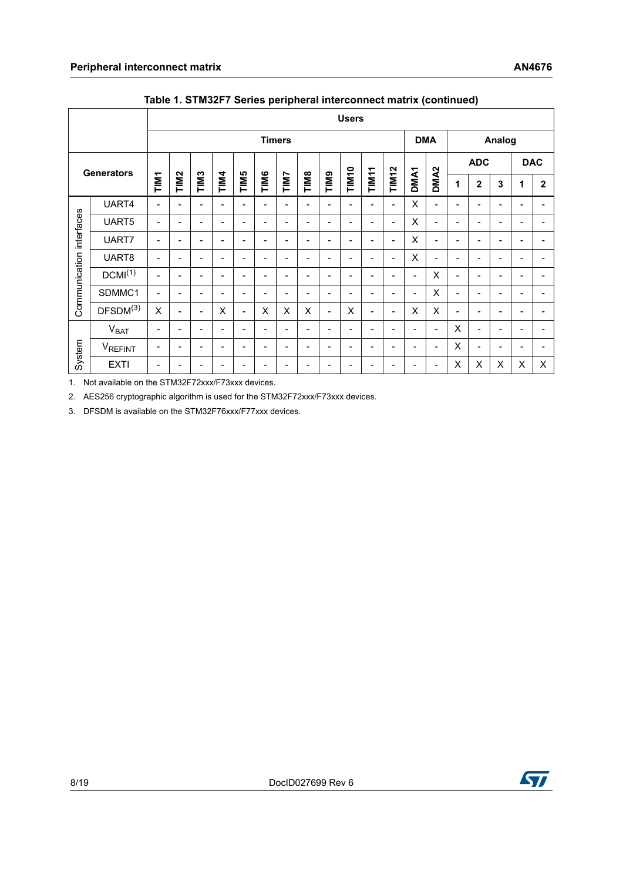**Table 1. STM32F7 Series peripheral interconnect matrix (continued)**

| Generators | | Users | | | | | | | | | | | | | | | | | | |
|---|---|---|---|---|---|---|---|---|---|---|---|---|---|---|---|---|---|---|---|---|
| | | Timers | | | | | | | | | | | | DMA | | Analog | | | | |
| | | | | | | | | | | | | | | | | ADC | | | DAC | |
| | | TIM1 | TIM2 | TIM3 | TIM4 | TIM5 | TIM6 | TIM7 | TIM8 | TIM9 | TIM10 | TIM11 | TIM12 | DMA1 | DMA2 | 1 | 2 | 3 | 1 | 2 |
| Communication interfaces | UART4 | - | - | - | - | - | - | - | - | - | - | - | - | X | - | - | - | - | - | - |
| | UART5 | - | - | - | - | - | - | - | - | - | - | - | - | X | - | - | - | - | - | - |
| | UART7 | - | - | - | - | - | - | - | - | - | - | - | - | X | - | - | - | - | - | - |
| | UART8 | - | - | - | - | - | - | - | - | - | - | - | - | X | - | - | - | - | - | - |
| | DCMI(1) | - | - | - | - | - | - | - | - | - | - | - | - | - | X | - | - | - | - | - |
| | SDMMC1 | - | - | - | - | - | - | - | - | - | - | - | - | - | X | - | - | - | - | - |
| | DFSDM(3) | X | - | - | X | - | X | X | X | - | X | - | - | X | X | - | - | - | - | - |
| System | $V_{BAT}$ | - | - | - | - | - | - | - | - | - | - | - | - | - | - | X | - | - | - | - |
| | $V_{REFINT}$ | - | - | - | - | - | - | - | - | - | - | - | - | - | - | X | - | - | - | - |
| | EXTI | - | - | - | - | - | - | - | - | - | - | - | - | - | - | X | X | X | X | X |

1. Not available on the STM32F72xxx/F73xxx devices.
2. AES256 cryptographic algorithm is used for the STM32F72xxx/F73xxx devices.
3. DFSDM is available on the STM32F76xxx/F77xxx devices.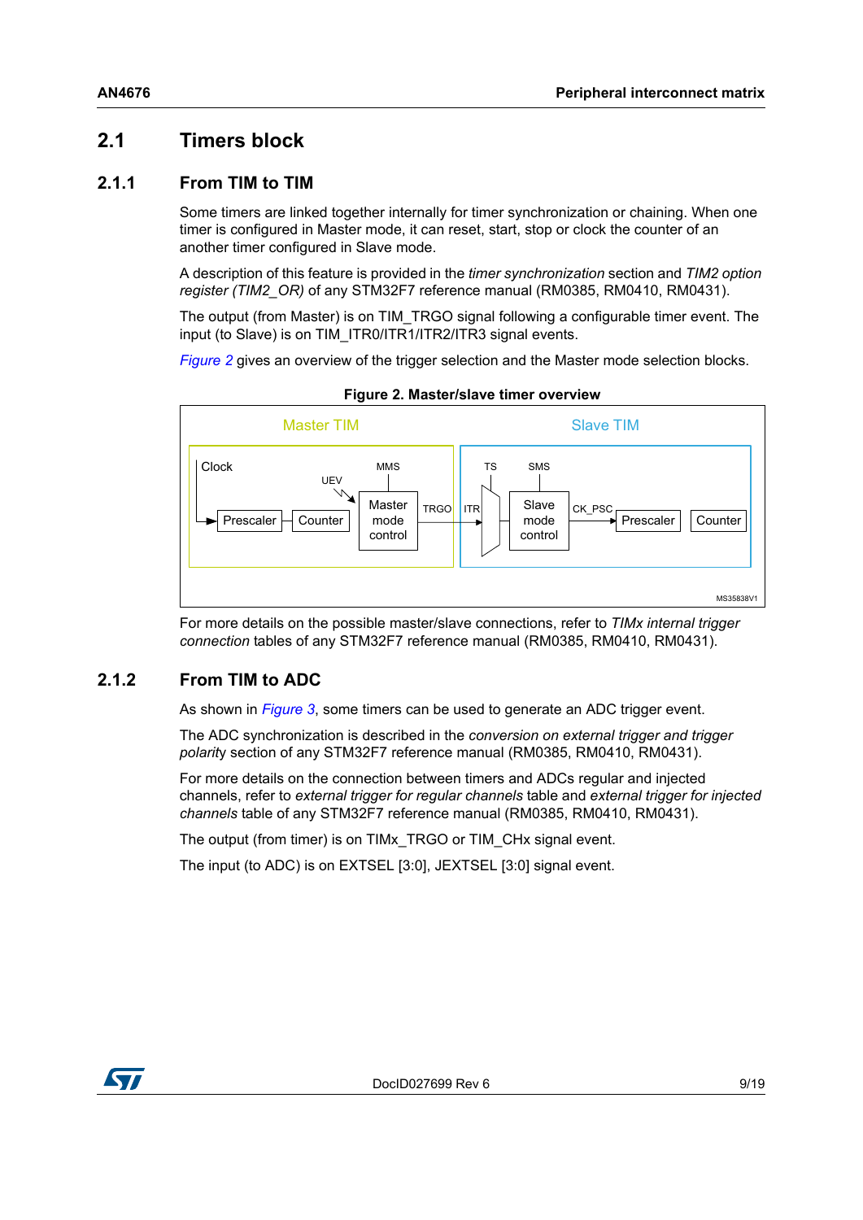## 2.1 Timers block

### 2.1.1 From TIM to TIM

Some timers are linked together internally for timer synchronization or chaining. When one timer is configured in Master mode, it can reset, start, stop or clock the counter of an another timer configured in Slave mode.

A description of this feature is provided in the *timer synchronization* section and *TIM2 option register (TIM2_OR)* of any STM32F7 reference manual (RM0385, RM0410, RM0431).

The output (from Master) is on TIM_TRGO signal following a configurable timer event. The input (to Slave) is on TIM_ITR0/ITR1/ITR2/ITR3 signal events.

*Figure 2* gives an overview of the trigger selection and the Master mode selection blocks.

**Figure 2. Master/slave timer overview**

For more details on the possible master/slave connections, refer to *TIMx internal trigger connection* tables of any STM32F7 reference manual (RM0385, RM0410, RM0431).

### 2.1.2 From TIM to ADC

As shown in *Figure 3*, some timers can be used to generate an ADC trigger event.

The ADC synchronization is described in the *conversion on external trigger and trigger polarity* section of any STM32F7 reference manual (RM0385, RM0410, RM0431).

For more details on the connection between timers and ADCs regular and injected channels, refer to *external trigger for regular channels* table and *external trigger for injected channels* table of any STM32F7 reference manual (RM0385, RM0410, RM0431).

The output (from timer) is on TIMx_TRGO or TIM_CHx signal event.

The input (to ADC) is on EXTSEL [3:0], JEXTSEL [3:0] signal event.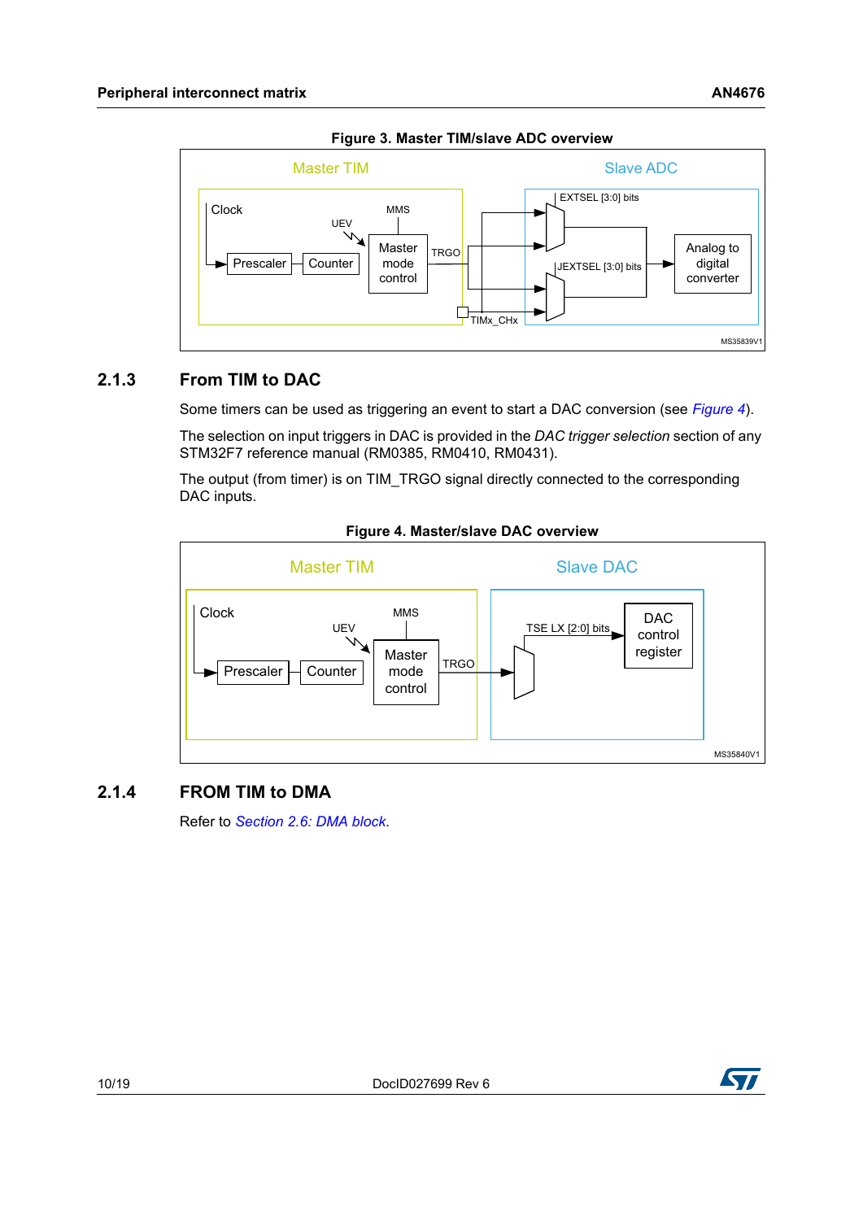**Figure 3. Master TIM/slave ADC overview**

### 2.1.3 From TIM to DAC

Some timers can be used as triggering an event to start a DAC conversion (see *Figure 4*).

The selection on input triggers in DAC is provided in the *DAC trigger selection* section of any STM32F7 reference manual (RM0385, RM0410, RM0431).

The output (from timer) is on TIM_TRGO signal directly connected to the corresponding DAC inputs.

**Figure 4. Master/slave DAC overview**

### 2.1.4 FROM TIM to DMA

Refer to *Section 2.6: DMA block*.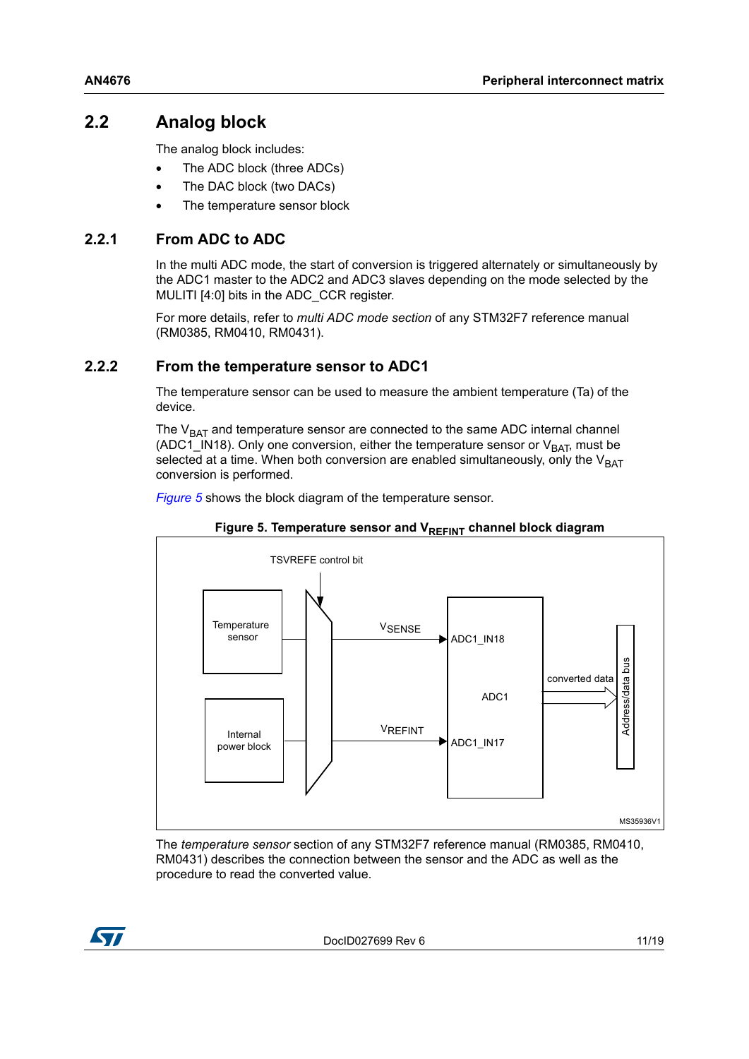## 2.2 Analog block

The analog block includes:

- The ADC block (three ADCs)
- The DAC block (two DACs)
- The temperature sensor block

### 2.2.1 From ADC to ADC

In the multi ADC mode, the start of conversion is triggered alternately or simultaneously by the ADC1 master to the ADC2 and ADC3 slaves depending on the mode selected by the MULITI [4:0] bits in the ADC_CCR register.

For more details, refer to *multi ADC mode section* of any STM32F7 reference manual (RM0385, RM0410, RM0431).

### 2.2.2 From the temperature sensor to ADC1

The temperature sensor can be used to measure the ambient temperature (Ta) of the device.

The $V_{BAT}$ and temperature sensor are connected to the same ADC internal channel (ADC1_IN18). Only one conversion, either the temperature sensor or $V_{BAT}$, must be selected at a time. When both conversion are enabled simultaneously, only the $V_{BAT}$ conversion is performed.

*Figure 5* shows the block diagram of the temperature sensor.

**Figure 5. Temperature sensor and $V_{REFINT}$ channel block diagram**

TSVREFE control bit

Temperature sensor

Internal power block

$V_{SENSE}$

$V_{REFINT}$

ADC1_IN18

ADC1

ADC1_IN17

converted data

Address/data bus

MS35936V1

The *temperature sensor* section of any STM32F7 reference manual (RM0385, RM0410, RM0431) describes the connection between the sensor and the ADC as well as the procedure to read the converted value.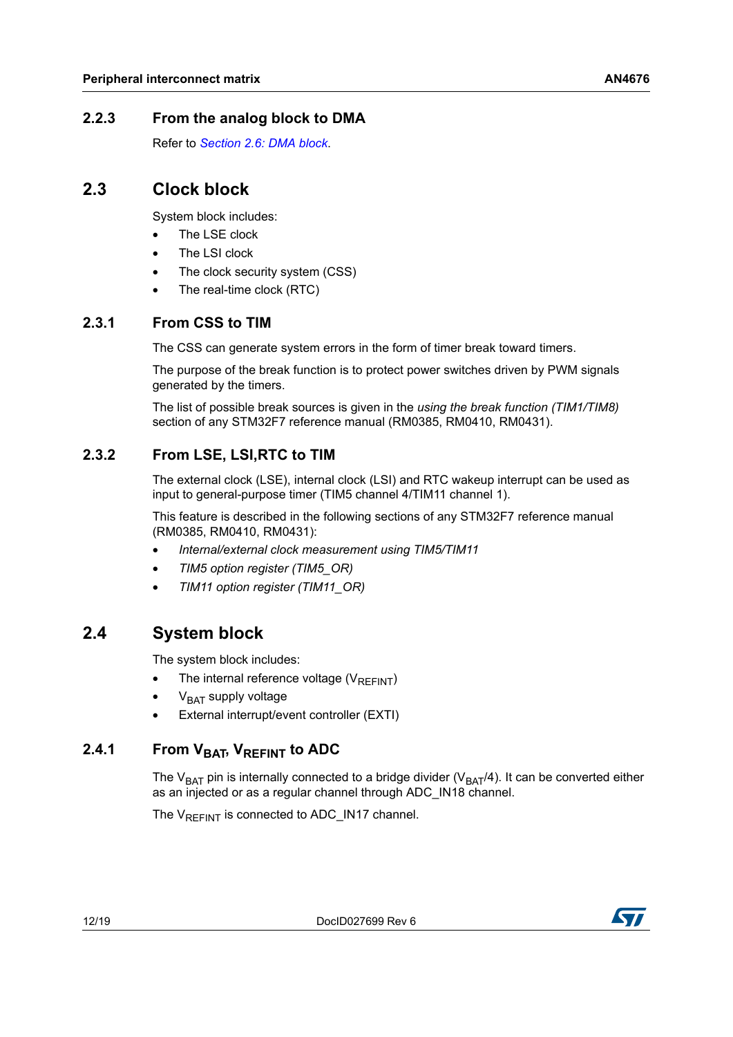### 2.2.3 From the analog block to DMA

Refer to *Section 2.6: DMA block*.

## 2.3 Clock block

System block includes:

- The LSE clock
- The LSI clock
- The clock security system (CSS)
- The real-time clock (RTC)

### 2.3.1 From CSS to TIM

The CSS can generate system errors in the form of timer break toward timers.

The purpose of the break function is to protect power switches driven by PWM signals generated by the timers.

The list of possible break sources is given in the *using the break function (TIM1/TIM8)* section of any STM32F7 reference manual (RM0385, RM0410, RM0431).

### 2.3.2 From LSE, LSI,RTC to TIM

The external clock (LSE), internal clock (LSI) and RTC wakeup interrupt can be used as input to general-purpose timer (TIM5 channel 4/TIM11 channel 1).

This feature is described in the following sections of any STM32F7 reference manual (RM0385, RM0410, RM0431):

- *Internal/external clock measurement using TIM5/TIM11*
- *TIM5 option register (TIM5_OR)*
- *TIM11 option register (TIM11_OR)*

## 2.4 System block

The system block includes:

- The internal reference voltage ($V_{REFINT}$)
- $V_{BAT}$ supply voltage
- External interrupt/event controller (EXTI)

### 2.4.1 From $V_{BAT}$, $V_{REFINT}$ to ADC

The $V_{BAT}$ pin is internally connected to a bridge divider ($V_{BAT}/4$). It can be converted either as an injected or as a regular channel through ADC_IN18 channel.

The $V_{REFINT}$ is connected to ADC_IN17 channel.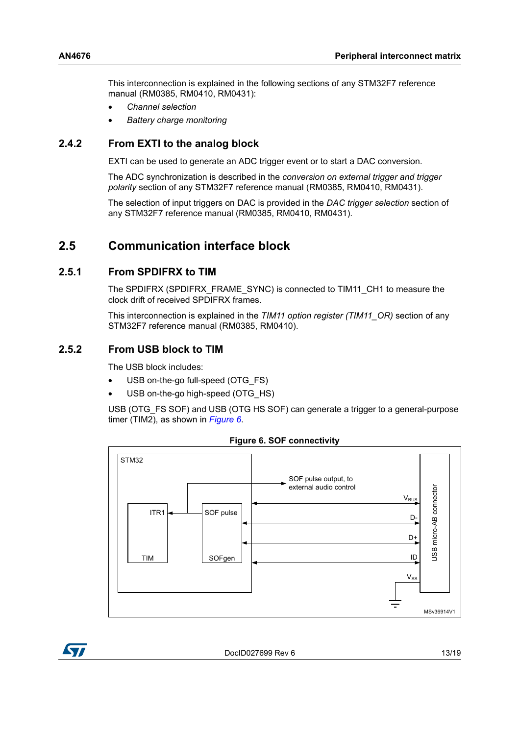This interconnection is explained in the following sections of any STM32F7 reference manual (RM0385, RM0410, RM0431):

- *Channel selection*
- *Battery charge monitoring*

### 2.4.2 From EXTI to the analog block

EXTI can be used to generate an ADC trigger event or to start a DAC conversion.

The ADC synchronization is described in the *conversion on external trigger and trigger polarity* section of any STM32F7 reference manual (RM0385, RM0410, RM0431).

The selection of input triggers on DAC is provided in the *DAC trigger selection* section of any STM32F7 reference manual (RM0385, RM0410, RM0431).

## 2.5 Communication interface block

### 2.5.1 From SPDIFRX to TIM

The SPDIFRX (SPDIFRX_FRAME_SYNC) is connected to TIM11_CH1 to measure the clock drift of received SPDIFRX frames.

This interconnection is explained in the *TIM11 option register (TIM11_OR)* section of any STM32F7 reference manual (RM0385, RM0410).

### 2.5.2 From USB block to TIM

The USB block includes:

- USB on-the-go full-speed (OTG_FS)
- USB on-the-go high-speed (OTG_HS)

USB (OTG_FS SOF) and USB (OTG HS SOF) can generate a trigger to a general-purpose timer (TIM2), as shown in *Figure 6*.

**Figure 6. SOF connectivity**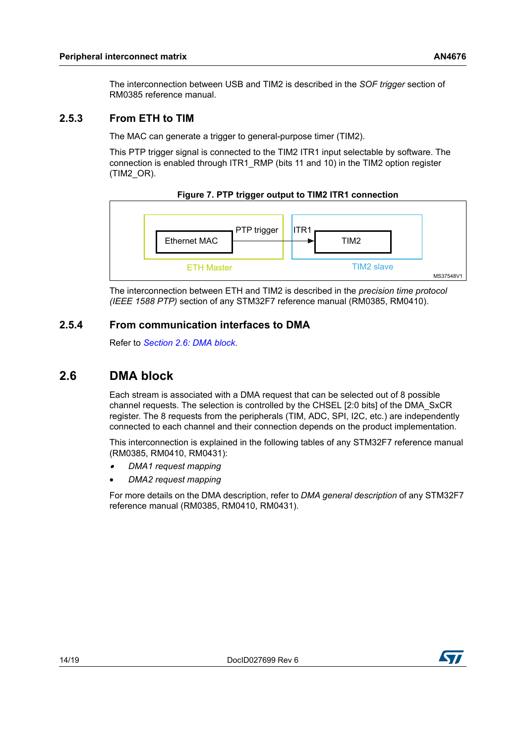The interconnection between USB and TIM2 is described in the *SOF trigger* section of RM0385 reference manual.

### 2.5.3 From ETH to TIM

The MAC can generate a trigger to general-purpose timer (TIM2).

This PTP trigger signal is connected to the TIM2 ITR1 input selectable by software. The connection is enabled through ITR1_RMP (bits 11 and 10) in the TIM2 option register (TIM2_OR).

**Figure 7. PTP trigger output to TIM2 ITR1 connection**

The interconnection between ETH and TIM2 is described in the *precision time protocol (IEEE 1588 PTP)* section of any STM32F7 reference manual (RM0385, RM0410).

### 2.5.4 From communication interfaces to DMA

Refer to *Section 2.6: DMA block*.

## 2.6 DMA block

Each stream is associated with a DMA request that can be selected out of 8 possible channel requests. The selection is controlled by the CHSEL [2:0 bits] of the DMA_SxCR register. The 8 requests from the peripherals (TIM, ADC, SPI, I2C, etc.) are independently connected to each channel and their connection depends on the product implementation.

This interconnection is explained in the following tables of any STM32F7 reference manual (RM0385, RM0410, RM0431):

- *DMA1 request mapping*
- *DMA2 request mapping*

For more details on the DMA description, refer to *DMA general description* of any STM32F7 reference manual (RM0385, RM0410, RM0431).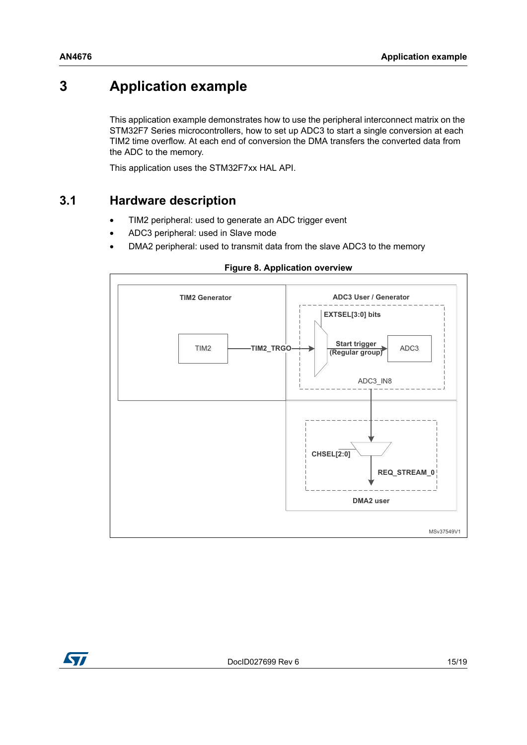# 3 Application example

This application example demonstrates how to use the peripheral interconnect matrix on the STM32F7 Series microcontrollers, how to set up ADC3 to start a single conversion at each TIM2 time overflow. At each end of conversion the DMA transfers the converted data from the ADC to the memory.

This application uses the STM32F7xx HAL API.

## 3.1 Hardware description

- TIM2 peripheral: used to generate an ADC trigger event
- ADC3 peripheral: used in Slave mode
- DMA2 peripheral: used to transmit data from the slave ADC3 to the memory

**Figure 8. Application overview**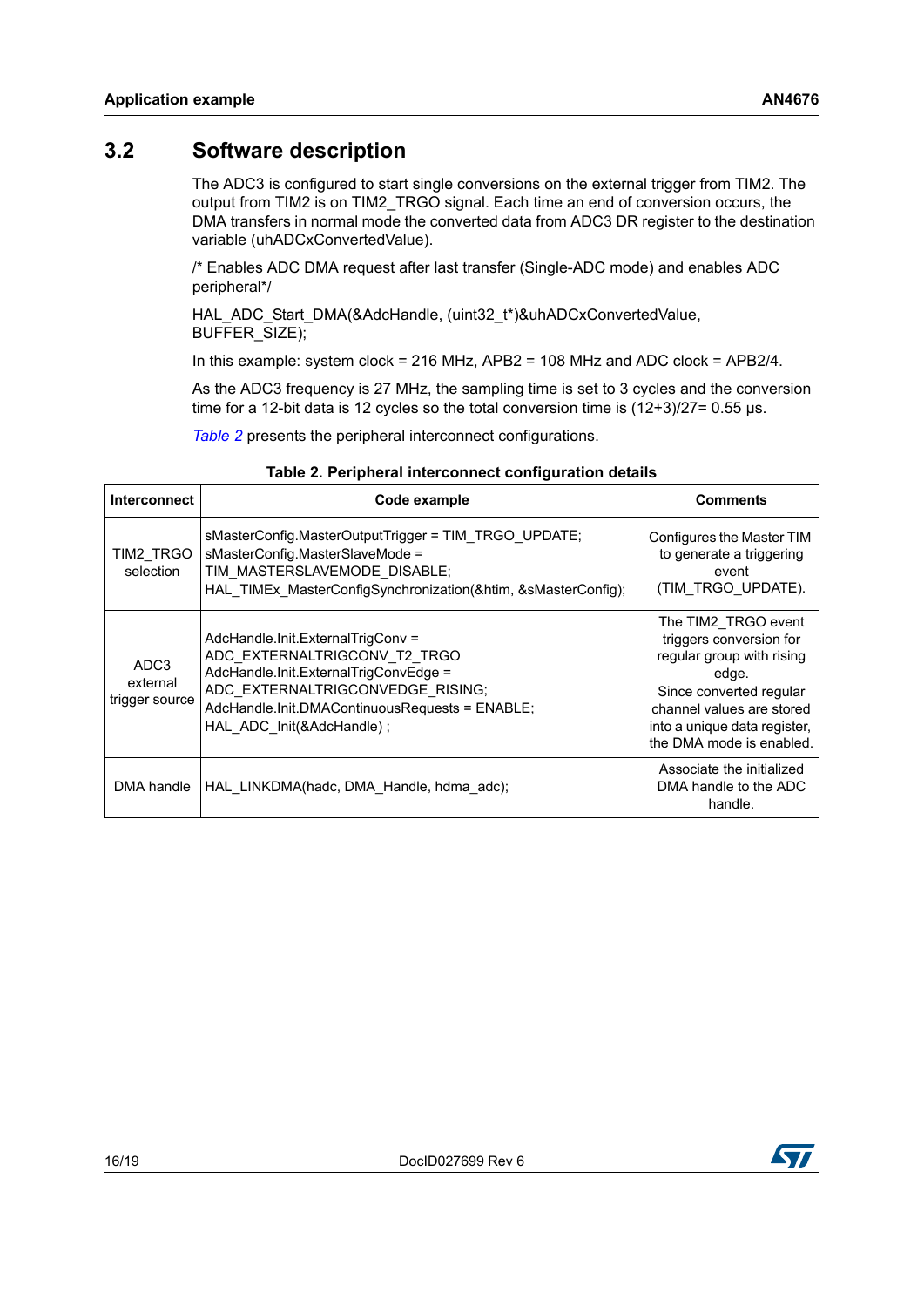## 3.2 Software description

The ADC3 is configured to start single conversions on the external trigger from TIM2. The output from TIM2 is on TIM2_TRGO signal. Each time an end of conversion occurs, the DMA transfers in normal mode the converted data from ADC3 DR register to the destination variable (uhADCxConvertedValue).

/* Enables ADC DMA request after last transfer (Single-ADC mode) and enables ADC peripheral*/

HAL_ADC_Start_DMA(&AdcHandle, (uint32_t*)&uhADCxConvertedValue, BUFFER_SIZE);

In this example: system clock = 216 MHz, APB2 = 108 MHz and ADC clock = APB2/4.

As the ADC3 frequency is 27 MHz, the sampling time is set to 3 cycles and the conversion time for a 12-bit data is 12 cycles so the total conversion time is (12+3)/27= 0.55 µs.

*Table 2* presents the peripheral interconnect configurations.

**Table 2. Peripheral interconnect configuration details**

| Interconnect | Code example | Comments |
|---|---|---|
| TIM2_TRGO selection | sMasterConfig.MasterOutputTrigger = TIM_TRGO_UPDATE; sMasterConfig.MasterSlaveMode = TIM_MASTERSLAVEMODE_DISABLE; HAL_TIMEx_MasterConfigSynchronization(&htim, &sMasterConfig); | Configures the Master TIM to generate a triggering event (TIM_TRGO_UPDATE). |
| ADC3 external trigger source | AdcHandle.Init.ExternalTrigConv = ADC_EXTERNALTRIGCONV_T2_TRGO AdcHandle.Init.ExternalTrigConvEdge = ADC_EXTERNALTRIGCONVEDGE_RISING; AdcHandle.Init.DMAContinuousRequests = ENABLE; HAL_ADC_Init(&AdcHandle) ; | The TIM2_TRGO event triggers conversion for regular group with rising edge. Since converted regular channel values are stored into a unique data register, the DMA mode is enabled. |
| DMA handle | HAL_LINKDMA(hadc, DMA_Handle, hdma_adc); | Associate the initialized DMA handle to the ADC handle. |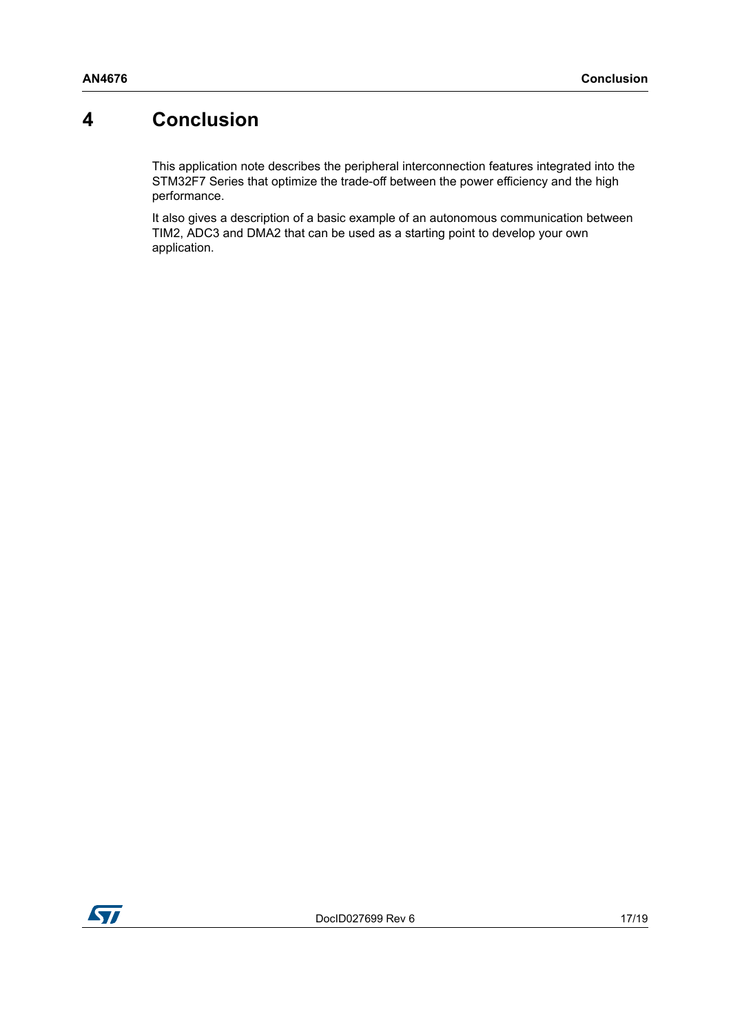# 4 Conclusion

This application note describes the peripheral interconnection features integrated into the STM32F7 Series that optimize the trade-off between the power efficiency and the high performance.

It also gives a description of a basic example of an autonomous communication between TIM2, ADC3 and DMA2 that can be used as a starting point to develop your own application.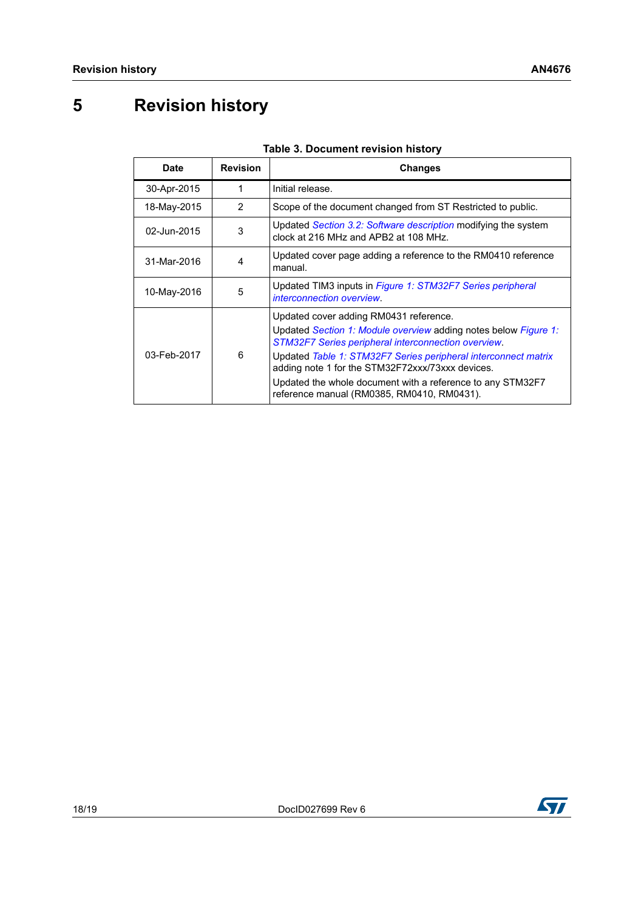# 5 Revision history

**Table 3. Document revision history**

| Date | Revision | Changes |
|---|---|---|
| 30-Apr-2015 | 1 | Initial release. |
| 18-May-2015 | 2 | Scope of the document changed from ST Restricted to public. |
| 02-Jun-2015 | 3 | Updated *Section 3.2: Software description* modifying the system clock at 216 MHz and APB2 at 108 MHz. |
| 31-Mar-2016 | 4 | Updated cover page adding a reference to the RM0410 reference manual. |
| 10-May-2016 | 5 | Updated TIM3 inputs in *Figure 1: STM32F7 Series peripheral interconnection overview*. |
| 03-Feb-2017 | 6 | Updated cover adding RM0431 reference.<br>Updated *Section 1: Module overview* adding notes below *Figure 1: STM32F7 Series peripheral interconnection overview*.<br>Updated *Table 1: STM32F7 Series peripheral interconnect matrix* adding note 1 for the STM32F72xxx/73xxx devices.<br>Updated the whole document with a reference to any STM32F7 reference manual (RM0385, RM0410, RM0431). |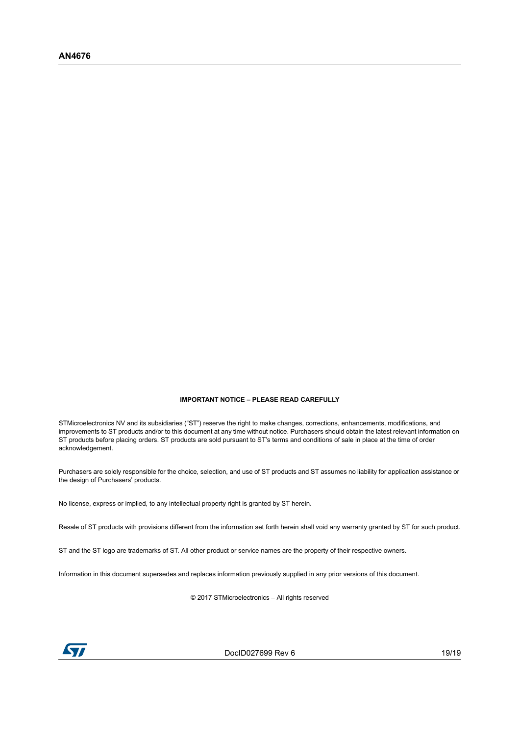**IMPORTANT NOTICE – PLEASE READ CAREFULLY**

STMicroelectronics NV and its subsidiaries (“ST”) reserve the right to make changes, corrections, enhancements, modifications, and improvements to ST products and/or to this document at any time without notice. Purchasers should obtain the latest relevant information on ST products before placing orders. ST products are sold pursuant to ST’s terms and conditions of sale in place at the time of order acknowledgement.

Purchasers are solely responsible for the choice, selection, and use of ST products and ST assumes no liability for application assistance or the design of Purchasers’ products.

No license, express or implied, to any intellectual property right is granted by ST herein.

Resale of ST products with provisions different from the information set forth herein shall void any warranty granted by ST for such product.

ST and the ST logo are trademarks of ST. All other product or service names are the property of their respective owners.

Information in this document supersedes and replaces information previously supplied in any prior versions of this document.

© 2017 STMicroelectronics – All rights reserved